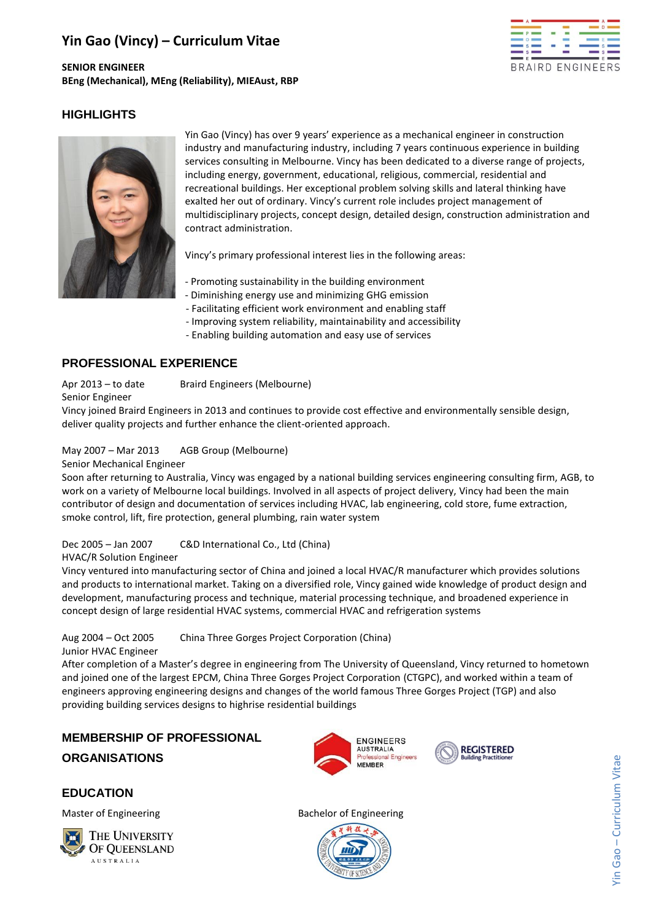# Yin Gao (Vincy) – Curriculum Vitae

**SENIOR ENGINEER**
**BEng (Mechanical), MEng (Reliability), MIEAust, RBP**

BRAIRD ENGINEERS

## HIGHLIGHTS

Yin Gao (Vincy) has over 9 years' experience as a mechanical engineer in construction industry and manufacturing industry, including 7 years continuous experience in building services consulting in Melbourne. Vincy has been dedicated to a diverse range of projects, including energy, government, educational, religious, commercial, residential and recreational buildings. Her exceptional problem solving skills and lateral thinking have exalted her out of ordinary. Vincy's current role includes project management of multidisciplinary projects, concept design, detailed design, construction administration and contract administration.

Vincy's primary professional interest lies in the following areas:

- Promoting sustainability in the building environment
- Diminishing energy use and minimizing GHG emission
- Facilitating efficient work environment and enabling staff
- Improving system reliability, maintainability and accessibility
- Enabling building automation and easy use of services

## PROFESSIONAL EXPERIENCE

Apr 2013 – to date Braird Engineers (Melbourne)
Senior Engineer
Vincy joined Braird Engineers in 2013 and continues to provide cost effective and environmentally sensible design, deliver quality projects and further enhance the client-oriented approach.

May 2007 – Mar 2013 AGB Group (Melbourne)
Senior Mechanical Engineer
Soon after returning to Australia, Vincy was engaged by a national building services engineering consulting firm, AGB, to work on a variety of Melbourne local buildings. Involved in all aspects of project delivery, Vincy had been the main contributor of design and documentation of services including HVAC, lab engineering, cold store, fume extraction, smoke control, lift, fire protection, general plumbing, rain water system

Dec 2005 – Jan 2007 C&D International Co., Ltd (China)
HVAC/R Solution Engineer
Vincy ventured into manufacturing sector of China and joined a local HVAC/R manufacturer which provides solutions and products to international market. Taking on a diversified role, Vincy gained wide knowledge of product design and development, manufacturing process and technique, material processing technique, and broadened experience in concept design of large residential HVAC systems, commercial HVAC and refrigeration systems

Aug 2004 – Oct 2005 China Three Gorges Project Corporation (China)
Junior HVAC Engineer
After completion of a Master's degree in engineering from The University of Queensland, Vincy returned to hometown and joined one of the largest EPCM, China Three Gorges Project Corporation (CTGPC), and worked within a team of engineers approving engineering designs and changes of the world famous Three Gorges Project (TGP) and also providing building services designs to highrise residential buildings

## MEMBERSHIP OF PROFESSIONAL ORGANISATIONS

ENGINEERS AUSTRALIA Professional Engineers MEMBER

REGISTERED Building Practitioner

## EDUCATION

Master of Engineering

The University of Queensland, Australia

Bachelor of Engineering

Huazhong University of Science and Technology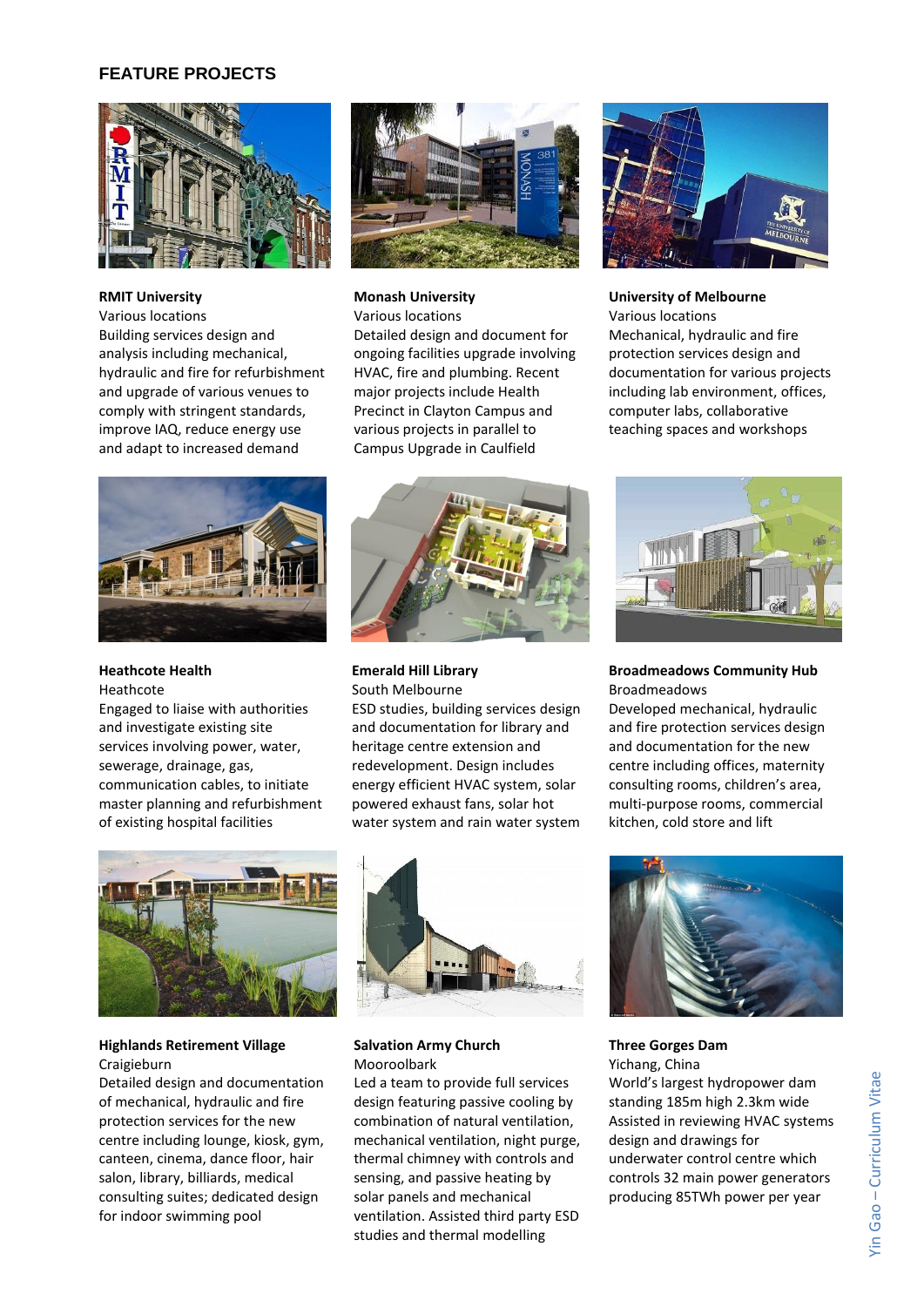## FEATURE PROJECTS

**RMIT University**
Various locations
Building services design and analysis including mechanical, hydraulic and fire for refurbishment and upgrade of various venues to comply with stringent standards, improve IAQ, reduce energy use and adapt to increased demand

**Monash University**
Various locations
Detailed design and document for ongoing facilities upgrade involving HVAC, fire and plumbing. Recent major projects include Health Precinct in Clayton Campus and various projects in parallel to Campus Upgrade in Caulfield

**University of Melbourne**
Various locations
Mechanical, hydraulic and fire protection services design and documentation for various projects including lab environment, offices, computer labs, collaborative teaching spaces and workshops

**Heathcote Health**
Heathcote
Engaged to liaise with authorities and investigate existing site services involving power, water, sewerage, drainage, gas, communication cables, to initiate master planning and refurbishment of existing hospital facilities

**Emerald Hill Library**
South Melbourne
ESD studies, building services design and documentation for library and heritage centre extension and redevelopment. Design includes energy efficient HVAC system, solar powered exhaust fans, solar hot water system and rain water system

**Broadmeadows Community Hub**
Broadmeadows
Developed mechanical, hydraulic and fire protection services design and documentation for the new centre including offices, maternity consulting rooms, children's area, multi-purpose rooms, commercial kitchen, cold store and lift

**Highlands Retirement Village**
Craigieburn
Detailed design and documentation of mechanical, hydraulic and fire protection services for the new centre including lounge, kiosk, gym, canteen, cinema, dance floor, hair salon, library, billiards, medical consulting suites; dedicated design for indoor swimming pool

**Salvation Army Church**
Mooroolbark
Led a team to provide full services design featuring passive cooling by combination of natural ventilation, mechanical ventilation, night purge, thermal chimney with controls and sensing, and passive heating by solar panels and mechanical ventilation. Assisted third party ESD studies and thermal modelling

**Three Gorges Dam**
Yichang, China
World's largest hydropower dam standing 185m high 2.3km wide
Assisted in reviewing HVAC systems design and drawings for underwater control centre which controls 32 main power generators producing 85TWh power per year